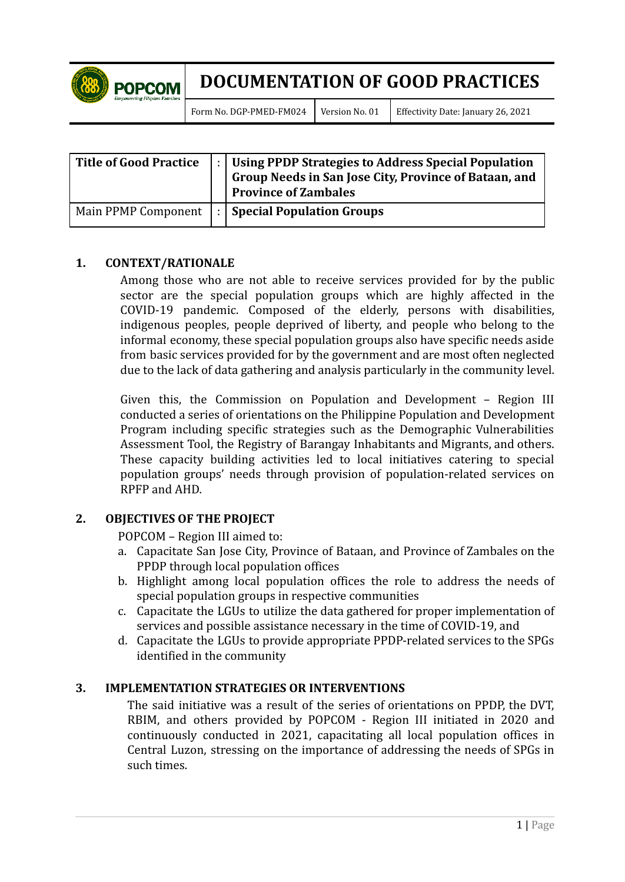# DOCUMENTATION OF GOOD PRACTICES

| Form No. DGP-PMED-FM024 | Version No. 01 | Effectivity Date: January 26, 2021 |
|---|---|---|

| | | |
|---|---|---|
| **Title of Good Practice** | : | **Using PPDP Strategies to Address Special Population Group Needs in San Jose City, Province of Bataan, and Province of Zambales** |
| Main PPMP Component | : | **Special Population Groups** |

## 1. CONTEXT/RATIONALE

Among those who are not able to receive services provided for by the public sector are the special population groups which are highly affected in the COVID-19 pandemic. Composed of the elderly, persons with disabilities, indigenous peoples, people deprived of liberty, and people who belong to the informal economy, these special population groups also have specific needs aside from basic services provided for by the government and are most often neglected due to the lack of data gathering and analysis particularly in the community level.

Given this, the Commission on Population and Development – Region III conducted a series of orientations on the Philippine Population and Development Program including specific strategies such as the Demographic Vulnerabilities Assessment Tool, the Registry of Barangay Inhabitants and Migrants, and others. These capacity building activities led to local initiatives catering to special population groups' needs through provision of population-related services on RPFP and AHD.

## 2. OBJECTIVES OF THE PROJECT

POPCOM – Region III aimed to:

a. Capacitate San Jose City, Province of Bataan, and Province of Zambales on the PPDP through local population offices
b. Highlight among local population offices the role to address the needs of special population groups in respective communities
c. Capacitate the LGUs to utilize the data gathered for proper implementation of services and possible assistance necessary in the time of COVID-19, and
d. Capacitate the LGUs to provide appropriate PPDP-related services to the SPGs identified in the community

## 3. IMPLEMENTATION STRATEGIES OR INTERVENTIONS

The said initiative was a result of the series of orientations on PPDP, the DVT, RBIM, and others provided by POPCOM - Region III initiated in 2020 and continuously conducted in 2021, capacitating all local population offices in Central Luzon, stressing on the importance of addressing the needs of SPGs in such times.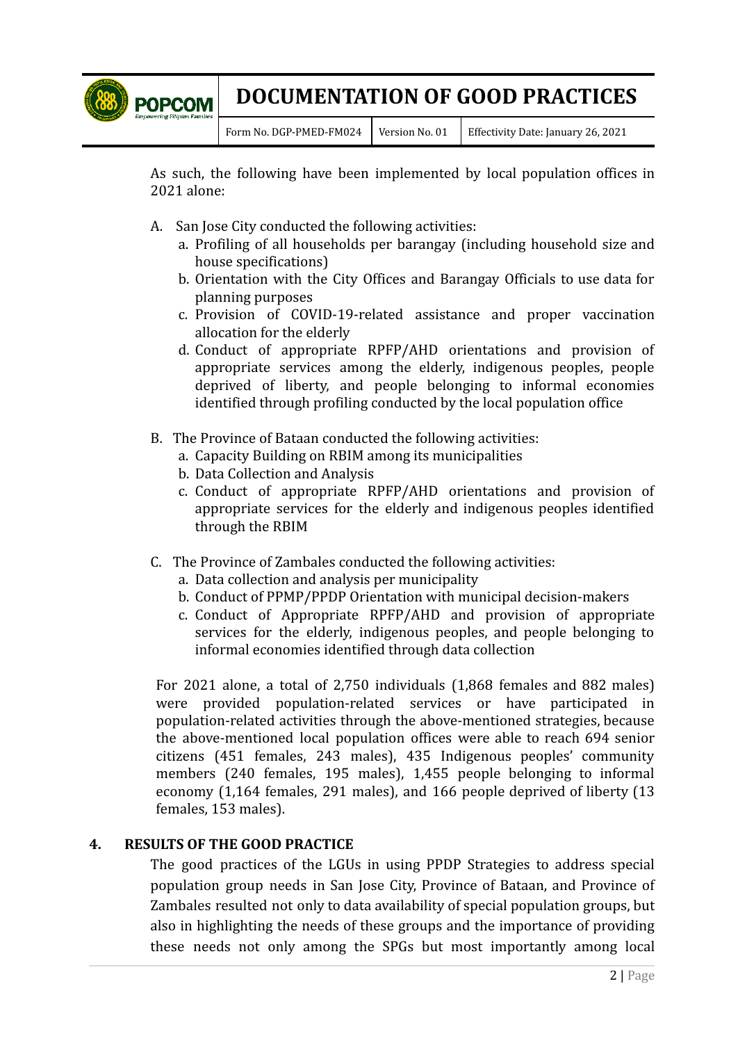As such, the following have been implemented by local population offices in 2021 alone:

A. San Jose City conducted the following activities:
   a. Profiling of all households per barangay (including household size and house specifications)
   b. Orientation with the City Offices and Barangay Officials to use data for planning purposes
   c. Provision of COVID-19-related assistance and proper vaccination allocation for the elderly
   d. Conduct of appropriate RPFP/AHD orientations and provision of appropriate services among the elderly, indigenous peoples, people deprived of liberty, and people belonging to informal economies identified through profiling conducted by the local population office

B. The Province of Bataan conducted the following activities:
   a. Capacity Building on RBIM among its municipalities
   b. Data Collection and Analysis
   c. Conduct of appropriate RPFP/AHD orientations and provision of appropriate services for the elderly and indigenous peoples identified through the RBIM

C. The Province of Zambales conducted the following activities:
   a. Data collection and analysis per municipality
   b. Conduct of PPMP/PPDP Orientation with municipal decision-makers
   c. Conduct of Appropriate RPFP/AHD and provision of appropriate services for the elderly, indigenous peoples, and people belonging to informal economies identified through data collection

For 2021 alone, a total of 2,750 individuals (1,868 females and 882 males) were provided population-related services or have participated in population-related activities through the above-mentioned strategies, because the above-mentioned local population offices were able to reach 694 senior citizens (451 females, 243 males), 435 Indigenous peoples' community members (240 females, 195 males), 1,455 people belonging to informal economy (1,164 females, 291 males), and 166 people deprived of liberty (13 females, 153 males).

## 4. RESULTS OF THE GOOD PRACTICE

The good practices of the LGUs in using PPDP Strategies to address special population group needs in San Jose City, Province of Bataan, and Province of Zambales resulted not only to data availability of special population groups, but also in highlighting the needs of these groups and the importance of providing these needs not only among the SPGs but most importantly among local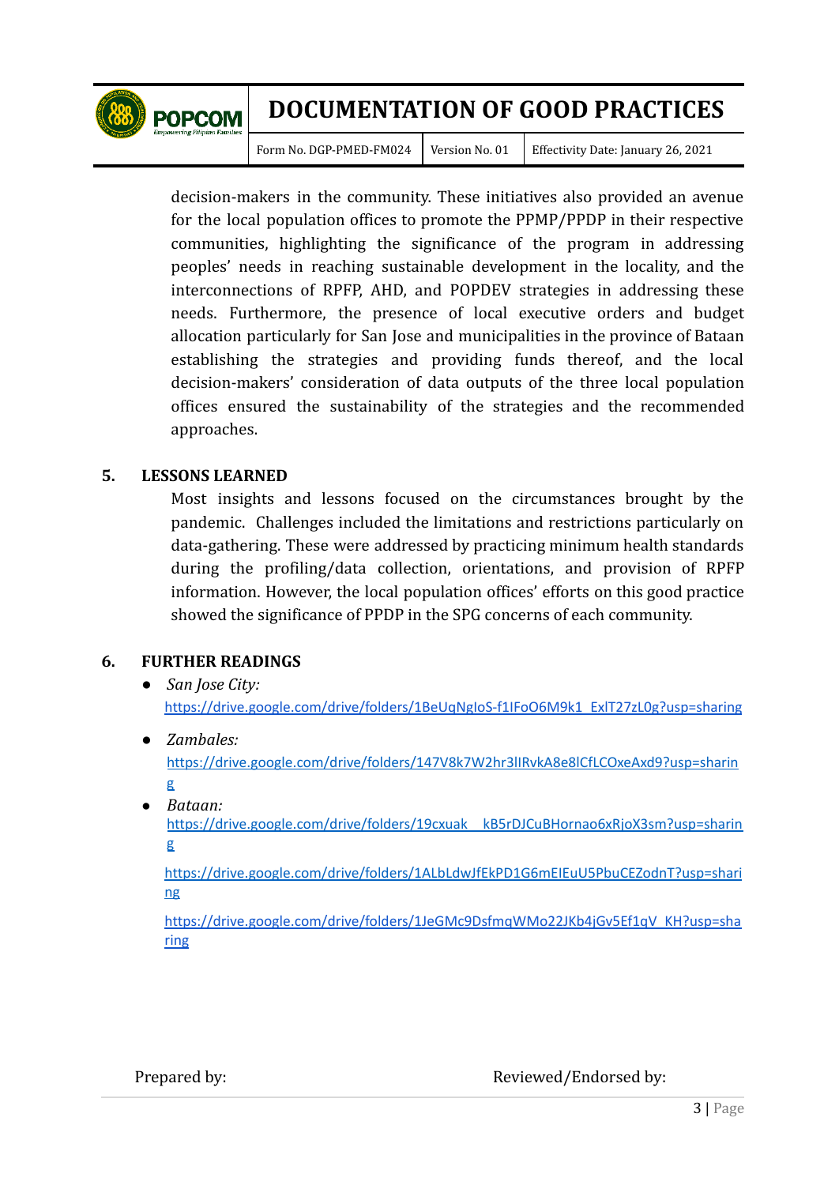decision-makers in the community. These initiatives also provided an avenue for the local population offices to promote the PPMP/PPDP in their respective communities, highlighting the significance of the program in addressing peoples' needs in reaching sustainable development in the locality, and the interconnections of RPFP, AHD, and POPDEV strategies in addressing these needs. Furthermore, the presence of local executive orders and budget allocation particularly for San Jose and municipalities in the province of Bataan establishing the strategies and providing funds thereof, and the local decision-makers' consideration of data outputs of the three local population offices ensured the sustainability of the strategies and the recommended approaches.

## 5. LESSONS LEARNED

Most insights and lessons focused on the circumstances brought by the pandemic. Challenges included the limitations and restrictions particularly on data-gathering. These were addressed by practicing minimum health standards during the profiling/data collection, orientations, and provision of RPFP information. However, the local population offices' efforts on this good practice showed the significance of PPDP in the SPG concerns of each community.

## 6. FURTHER READINGS

- *San Jose City:*
  https://drive.google.com/drive/folders/1BeUqNgIoS-f1IFoO6M9k1_ExIT27zL0g?usp=sharing
- *Zambales:*
  https://drive.google.com/drive/folders/147V8k7W2hr3lIRvkA8e8lCfLCOxeAxd9?usp=sharing
- *Bataan:*
  https://drive.google.com/drive/folders/19cxuak__kB5rDJCuBHornao6xRjoX3sm?usp=sharing

  https://drive.google.com/drive/folders/1ALbLdwJfEkPD1G6mEIEuU5PbuCEZodnT?usp=sharing

  https://drive.google.com/drive/folders/1JeGMc9DsfmqWMo22JKb4jGv5Ef1qV_KH?usp=sharing

Prepared by: Reviewed/Endorsed by: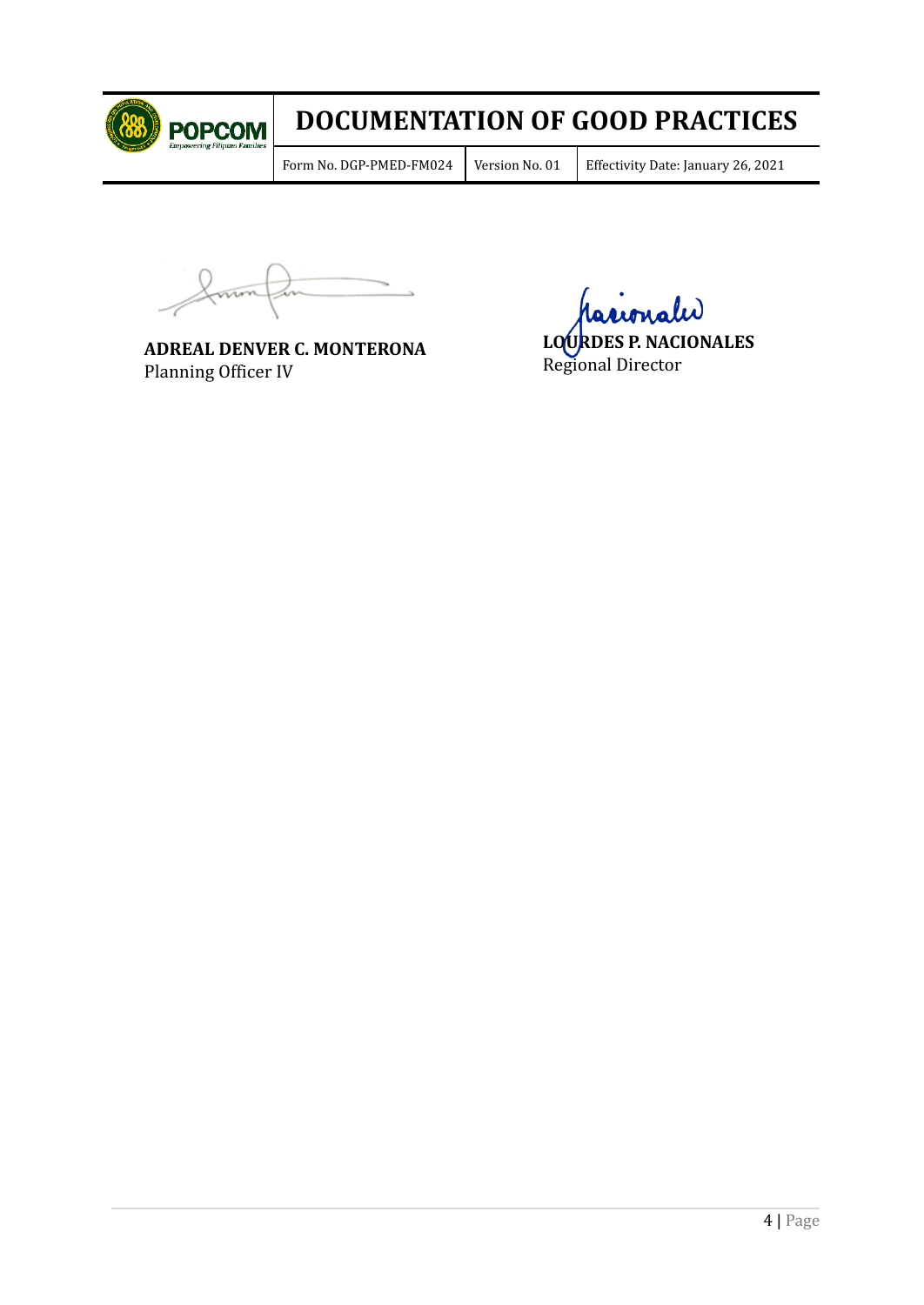**ADREAL DENVER C. MONTERONA**
Planning Officer IV

**LOURDES P. NACIONALES**
Regional Director